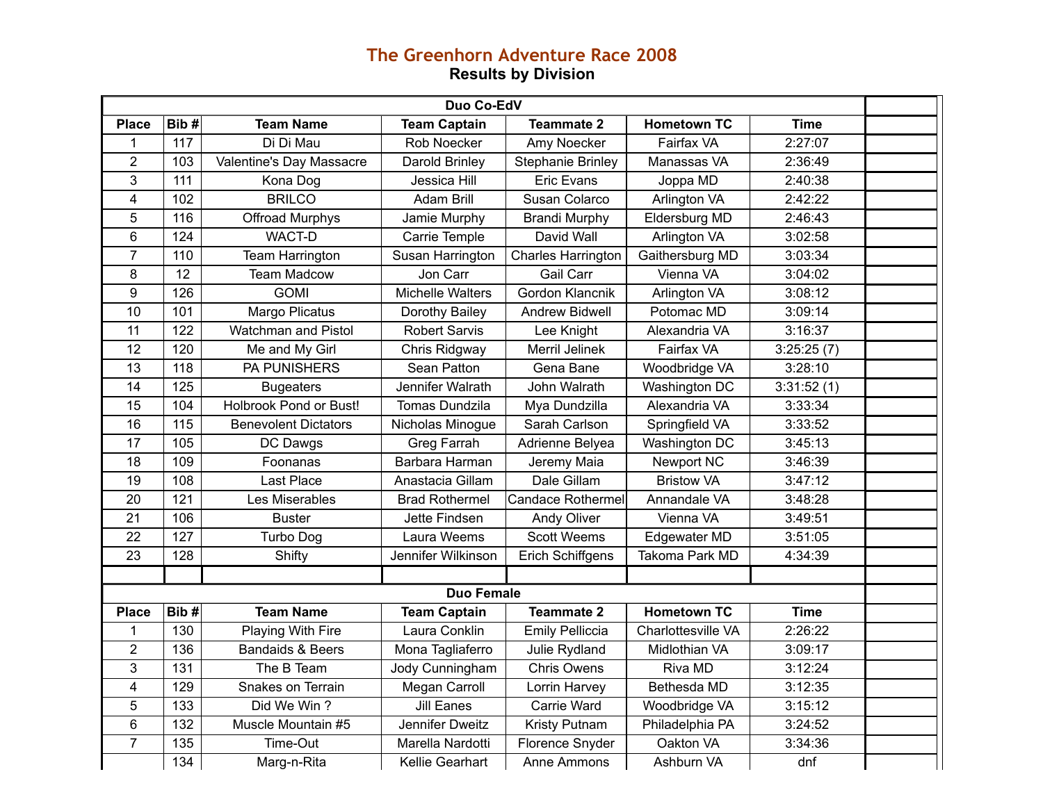# The Greenhorn Adventure Race 2008

## Results by Division

| Duo Co-EdV | | | | | | |
|---|---|---|---|---|---|---|
| **Place** | **Bib #** | **Team Name** | **Team Captain** | **Teammate 2** | **Hometown TC** | **Time** |
| 1 | 117 | Di Di Mau | Rob Noecker | Amy Noecker | Fairfax VA | 2:27:07 |
| 2 | 103 | Valentine's Day Massacre | Darold Brinley | Stephanie Brinley | Manassas VA | 2:36:49 |
| 3 | 111 | Kona Dog | Jessica Hill | Eric Evans | Joppa MD | 2:40:38 |
| 4 | 102 | BRILCO | Adam Brill | Susan Colarco | Arlington VA | 2:42:22 |
| 5 | 116 | Offroad Murphys | Jamie Murphy | Brandi Murphy | Eldersburg MD | 2:46:43 |
| 6 | 124 | WACT-D | Carrie Temple | David Wall | Arlington VA | 3:02:58 |
| 7 | 110 | Team Harrington | Susan Harrington | Charles Harrington | Gaithersburg MD | 3:03:34 |
| 8 | 12 | Team Madcow | Jon Carr | Gail Carr | Vienna VA | 3:04:02 |
| 9 | 126 | GOMI | Michelle Walters | Gordon Klancnik | Arlington VA | 3:08:12 |
| 10 | 101 | Margo Plicatus | Dorothy Bailey | Andrew Bidwell | Potomac MD | 3:09:14 |
| 11 | 122 | Watchman and Pistol | Robert Sarvis | Lee Knight | Alexandria VA | 3:16:37 |
| 12 | 120 | Me and My Girl | Chris Ridgway | Merril Jelinek | Fairfax VA | 3:25:25 (7) |
| 13 | 118 | PA PUNISHERS | Sean Patton | Gena Bane | Woodbridge VA | 3:28:10 |
| 14 | 125 | Bugeaters | Jennifer Walrath | John Walrath | Washington DC | 3:31:52 (1) |
| 15 | 104 | Holbrook Pond or Bust! | Tomas Dundzila | Mya Dundzilla | Alexandria VA | 3:33:34 |
| 16 | 115 | Benevolent Dictators | Nicholas Minogue | Sarah Carlson | Springfield VA | 3:33:52 |
| 17 | 105 | DC Dawgs | Greg Farrah | Adrienne Belyea | Washington DC | 3:45:13 |
| 18 | 109 | Foonanas | Barbara Harman | Jeremy Maia | Newport NC | 3:46:39 |
| 19 | 108 | Last Place | Anastacia Gillam | Dale Gillam | Bristow VA | 3:47:12 |
| 20 | 121 | Les Miserables | Brad Rothermel | Candace Rothermel | Annandale VA | 3:48:28 |
| 21 | 106 | Buster | Jette Findsen | Andy Oliver | Vienna VA | 3:49:51 |
| 22 | 127 | Turbo Dog | Laura Weems | Scott Weems | Edgewater MD | 3:51:05 |
| 23 | 128 | Shifty | Jennifer Wilkinson | Erich Schiffgens | Takoma Park MD | 4:34:39 |

| Duo Female | | | | | | |
|---|---|---|---|---|---|---|
| **Place** | **Bib #** | **Team Name** | **Team Captain** | **Teammate 2** | **Hometown TC** | **Time** |
| 1 | 130 | Playing With Fire | Laura Conklin | Emily Pelliccia | Charlottesville VA | 2:26:22 |
| 2 | 136 | Bandaids & Beers | Mona Tagliaferro | Julie Rydland | Midlothian VA | 3:09:17 |
| 3 | 131 | The B Team | Jody Cunningham | Chris Owens | Riva MD | 3:12:24 |
| 4 | 129 | Snakes on Terrain | Megan Carroll | Lorrin Harvey | Bethesda MD | 3:12:35 |
| 5 | 133 | Did We Win ? | Jill Eanes | Carrie Ward | Woodbridge VA | 3:15:12 |
| 6 | 132 | Muscle Mountain #5 | Jennifer Dweitz | Kristy Putnam | Philadelphia PA | 3:24:52 |
| 7 | 135 | Time-Out | Marella Nardotti | Florence Snyder | Oakton VA | 3:34:36 |
| | 134 | Marg-n-Rita | Kellie Gearhart | Anne Ammons | Ashburn VA | dnf |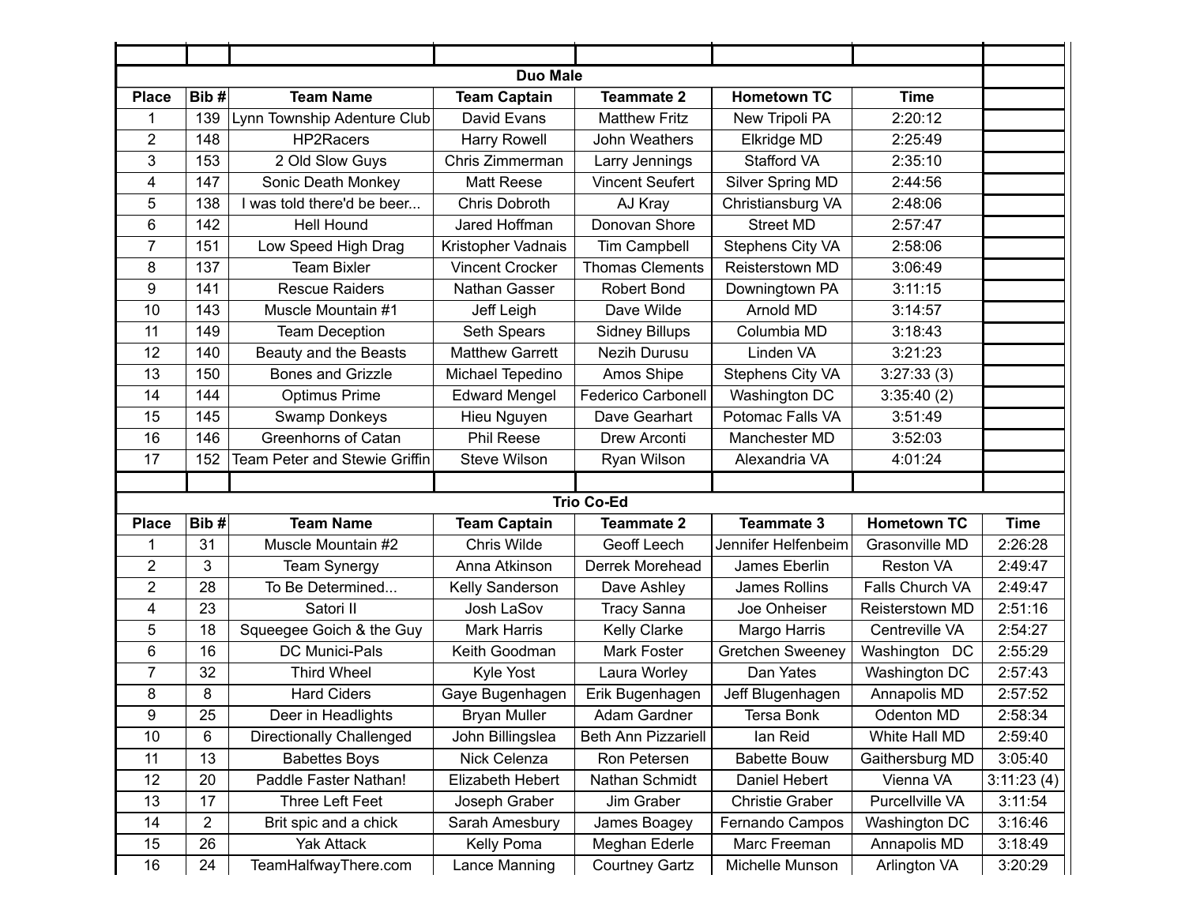## Duo Male

| Place | Bib # | Team Name | Team Captain | Teammate 2 | Hometown TC | Time |
|---|---|---|---|---|---|---|
| 1 | 139 | Lynn Township Adenture Club | David Evans | Matthew Fritz | New Tripoli PA | 2:20:12 |
| 2 | 148 | HP2Racers | Harry Rowell | John Weathers | Elkridge MD | 2:25:49 |
| 3 | 153 | 2 Old Slow Guys | Chris Zimmerman | Larry Jennings | Stafford VA | 2:35:10 |
| 4 | 147 | Sonic Death Monkey | Matt Reese | Vincent Seufert | Silver Spring MD | 2:44:56 |
| 5 | 138 | I was told there'd be beer... | Chris Dobroth | AJ Kray | Christiansburg VA | 2:48:06 |
| 6 | 142 | Hell Hound | Jared Hoffman | Donovan Shore | Street MD | 2:57:47 |
| 7 | 151 | Low Speed High Drag | Kristopher Vadnais | Tim Campbell | Stephens City VA | 2:58:06 |
| 8 | 137 | Team Bixler | Vincent Crocker | Thomas Clements | Reisterstown MD | 3:06:49 |
| 9 | 141 | Rescue Raiders | Nathan Gasser | Robert Bond | Downingtown PA | 3:11:15 |
| 10 | 143 | Muscle Mountain #1 | Jeff Leigh | Dave Wilde | Arnold MD | 3:14:57 |
| 11 | 149 | Team Deception | Seth Spears | Sidney Billups | Columbia MD | 3:18:43 |
| 12 | 140 | Beauty and the Beasts | Matthew Garrett | Nezih Durusu | Linden VA | 3:21:23 |
| 13 | 150 | Bones and Grizzle | Michael Tepedino | Amos Shipe | Stephens City VA | 3:27:33 (3) |
| 14 | 144 | Optimus Prime | Edward Mengel | Federico Carbonell | Washington DC | 3:35:40 (2) |
| 15 | 145 | Swamp Donkeys | Hieu Nguyen | Dave Gearhart | Potomac Falls VA | 3:51:49 |
| 16 | 146 | Greenhorns of Catan | Phil Reese | Drew Arconti | Manchester MD | 3:52:03 |
| 17 | 152 | Team Peter and Stewie Griffin | Steve Wilson | Ryan Wilson | Alexandria VA | 4:01:24 |

## Trio Co-Ed

| Place | Bib # | Team Name | Team Captain | Teammate 2 | Teammate 3 | Hometown TC | Time |
|---|---|---|---|---|---|---|---|
| 1 | 31 | Muscle Mountain #2 | Chris Wilde | Geoff Leech | Jennifer Helfenbeim | Grasonville MD | 2:26:28 |
| 2 | 3 | Team Synergy | Anna Atkinson | Derrek Morehead | James Eberlin | Reston VA | 2:49:47 |
| 2 | 28 | To Be Determined... | Kelly Sanderson | Dave Ashley | James Rollins | Falls Church VA | 2:49:47 |
| 4 | 23 | Satori II | Josh LaSov | Tracy Sanna | Joe Onheiser | Reisterstown MD | 2:51:16 |
| 5 | 18 | Squeegee Goich & the Guy | Mark Harris | Kelly Clarke | Margo Harris | Centreville VA | 2:54:27 |
| 6 | 16 | DC Munici-Pals | Keith Goodman | Mark Foster | Gretchen Sweeney | Washington DC | 2:55:29 |
| 7 | 32 | Third Wheel | Kyle Yost | Laura Worley | Dan Yates | Washington DC | 2:57:43 |
| 8 | 8 | Hard Ciders | Gaye Bugenhagen | Erik Bugenhagen | Jeff Blugenhagen | Annapolis MD | 2:57:52 |
| 9 | 25 | Deer in Headlights | Bryan Muller | Adam Gardner | Tersa Bonk | Odenton MD | 2:58:34 |
| 10 | 6 | Directionally Challenged | John Billingslea | Beth Ann Pizzariell | Ian Reid | White Hall MD | 2:59:40 |
| 11 | 13 | Babettes Boys | Nick Celenza | Ron Petersen | Babette Bouw | Gaithersburg MD | 3:05:40 |
| 12 | 20 | Paddle Faster Nathan! | Elizabeth Hebert | Nathan Schmidt | Daniel Hebert | Vienna VA | 3:11:23 (4) |
| 13 | 17 | Three Left Feet | Joseph Graber | Jim Graber | Christie Graber | Purcellville VA | 3:11:54 |
| 14 | 2 | Brit spic and a chick | Sarah Amesbury | James Boagey | Fernando Campos | Washington DC | 3:16:46 |
| 15 | 26 | Yak Attack | Kelly Poma | Meghan Ederle | Marc Freeman | Annapolis MD | 3:18:49 |
| 16 | 24 | TeamHalfwayThere.com | Lance Manning | Courtney Gartz | Michelle Munson | Arlington VA | 3:20:29 |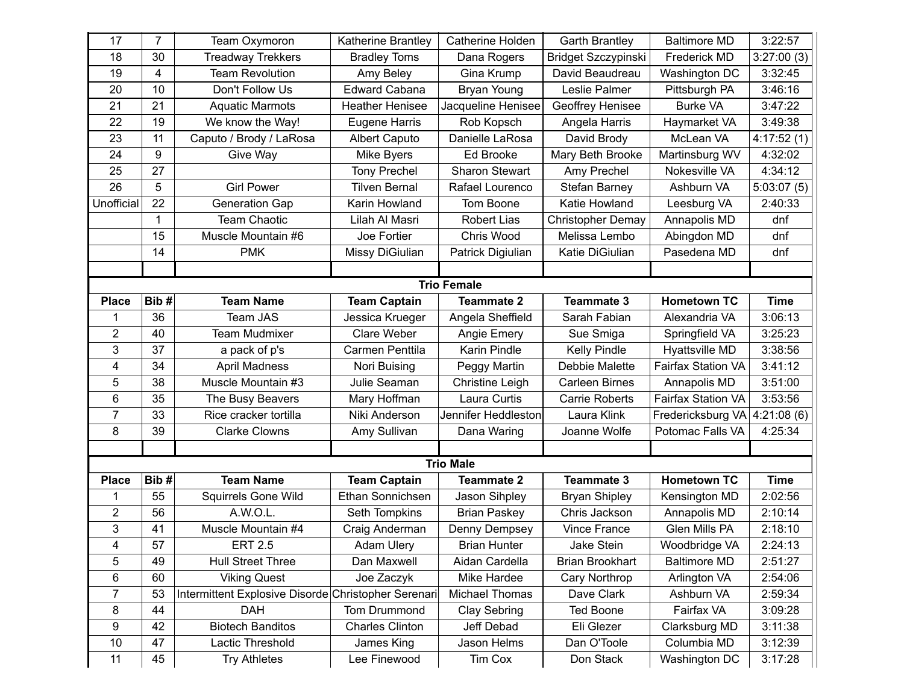| | | | | | | | |
|---|---|---|---|---|---|---|---|
| 17 | 7 | Team Oxymoron | Katherine Brantley | Catherine Holden | Garth Brantley | Baltimore MD | 3:22:57 |
| 18 | 30 | Treadway Trekkers | Bradley Toms | Dana Rogers | Bridget Szczypinski | Frederick MD | 3:27:00 (3) |
| 19 | 4 | Team Revolution | Amy Beley | Gina Krump | David Beaudreau | Washington DC | 3:32:45 |
| 20 | 10 | Don't Follow Us | Edward Cabana | Bryan Young | Leslie Palmer | Pittsburgh PA | 3:46:16 |
| 21 | 21 | Aquatic Marmots | Heather Henisee | Jacqueline Henisee | Geoffrey Henisee | Burke VA | 3:47:22 |
| 22 | 19 | We know the Way! | Eugene Harris | Rob Kopsch | Angela Harris | Haymarket VA | 3:49:38 |
| 23 | 11 | Caputo / Brody / LaRosa | Albert Caputo | Danielle LaRosa | David Brody | McLean VA | 4:17:52 (1) |
| 24 | 9 | Give Way | Mike Byers | Ed Brooke | Mary Beth Brooke | Martinsburg WV | 4:32:02 |
| 25 | 27 | | Tony Prechel | Sharon Stewart | Amy Prechel | Nokesville VA | 4:34:12 |
| 26 | 5 | Girl Power | Tilven Bernal | Rafael Lourenco | Stefan Barney | Ashburn VA | 5:03:07 (5) |
| Unofficial | 22 | Generation Gap | Karin Howland | Tom Boone | Katie Howland | Leesburg VA | 2:40:33 |
| | 1 | Team Chaotic | Lilah Al Masri | Robert Lias | Christopher Demay | Annapolis MD | dnf |
| | 15 | Muscle Mountain #6 | Joe Fortier | Chris Wood | Melissa Lembo | Abingdon MD | dnf |
| | 14 | PMK | Missy DiGiulian | Patrick Digiulian | Katie DiGiulian | Pasedena MD | dnf |

**Trio Female**

| Place | Bib # | Team Name | Team Captain | Teammate 2 | Teammate 3 | Hometown TC | Time |
|---|---|---|---|---|---|---|---|
| 1 | 36 | Team JAS | Jessica Krueger | Angela Sheffield | Sarah Fabian | Alexandria VA | 3:06:13 |
| 2 | 40 | Team Mudmixer | Clare Weber | Angie Emery | Sue Smiga | Springfield VA | 3:25:23 |
| 3 | 37 | a pack of p's | Carmen Penttila | Karin Pindle | Kelly Pindle | Hyattsville MD | 3:38:56 |
| 4 | 34 | April Madness | Nori Buising | Peggy Martin | Debbie Malette | Fairfax Station VA | 3:41:12 |
| 5 | 38 | Muscle Mountain #3 | Julie Seaman | Christine Leigh | Carleen Birnes | Annapolis MD | 3:51:00 |
| 6 | 35 | The Busy Beavers | Mary Hoffman | Laura Curtis | Carrie Roberts | Fairfax Station VA | 3:53:56 |
| 7 | 33 | Rice cracker tortilla | Niki Anderson | Jennifer Heddleston | Laura Klink | Fredericksburg VA | 4:21:08 (6) |
| 8 | 39 | Clarke Clowns | Amy Sullivan | Dana Waring | Joanne Wolfe | Potomac Falls VA | 4:25:34 |

**Trio Male**

| Place | Bib # | Team Name | Team Captain | Teammate 2 | Teammate 3 | Hometown TC | Time |
|---|---|---|---|---|---|---|---|
| 1 | 55 | Squirrels Gone Wild | Ethan Sonnichsen | Jason Sihpley | Bryan Shipley | Kensington MD | 2:02:56 |
| 2 | 56 | A.W.O.L. | Seth Tompkins | Brian Paskey | Chris Jackson | Annapolis MD | 2:10:14 |
| 3 | 41 | Muscle Mountain #4 | Craig Anderman | Denny Dempsey | Vince France | Glen Mills PA | 2:18:10 |
| 4 | 57 | ERT 2.5 | Adam Ulery | Brian Hunter | Jake Stein | Woodbridge VA | 2:24:13 |
| 5 | 49 | Hull Street Three | Dan Maxwell | Aidan Cardella | Brian Brookhart | Baltimore MD | 2:51:27 |
| 6 | 60 | Viking Quest | Joe Zaczyk | Mike Hardee | Cary Northrop | Arlington VA | 2:54:06 |
| 7 | 53 | Intermittent Explosive Disorde | Christopher Serenari | Michael Thomas | Dave Clark | Ashburn VA | 2:59:34 |
| 8 | 44 | DAH | Tom Drummond | Clay Sebring | Ted Boone | Fairfax VA | 3:09:28 |
| 9 | 42 | Biotech Banditos | Charles Clinton | Jeff Debad | Eli Glezer | Clarksburg MD | 3:11:38 |
| 10 | 47 | Lactic Threshold | James King | Jason Helms | Dan O'Toole | Columbia MD | 3:12:39 |
| 11 | 45 | Try Athletes | Lee Finewood | Tim Cox | Don Stack | Washington DC | 3:17:28 |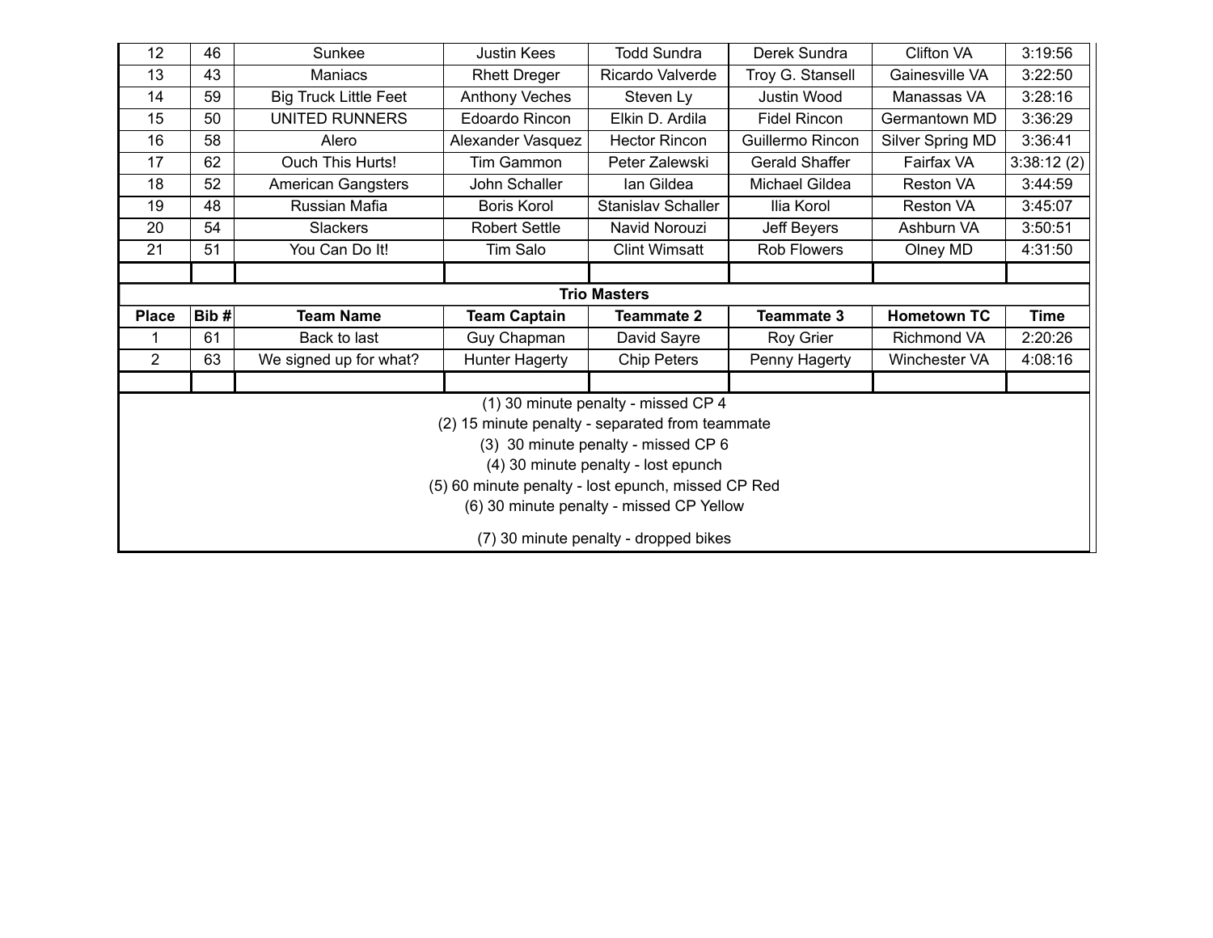| | | | | | | | |
|---|---|---|---|---|---|---|---|
| 12 | 46 | Sunkee | Justin Kees | Todd Sundra | Derek Sundra | Clifton VA | 3:19:56 |
| 13 | 43 | Maniacs | Rhett Dreger | Ricardo Valverde | Troy G. Stansell | Gainesville VA | 3:22:50 |
| 14 | 59 | Big Truck Little Feet | Anthony Veches | Steven Ly | Justin Wood | Manassas VA | 3:28:16 |
| 15 | 50 | UNITED RUNNERS | Edoardo Rincon | Elkin D. Ardila | Fidel Rincon | Germantown MD | 3:36:29 |
| 16 | 58 | Alero | Alexander Vasquez | Hector Rincon | Guillermo Rincon | Silver Spring MD | 3:36:41 |
| 17 | 62 | Ouch This Hurts! | Tim Gammon | Peter Zalewski | Gerald Shaffer | Fairfax VA | 3:38:12 (2) |
| 18 | 52 | American Gangsters | John Schaller | Ian Gildea | Michael Gildea | Reston VA | 3:44:59 |
| 19 | 48 | Russian Mafia | Boris Korol | Stanislav Schaller | Ilia Korol | Reston VA | 3:45:07 |
| 20 | 54 | Slackers | Robert Settle | Navid Norouzi | Jeff Beyers | Ashburn VA | 3:50:51 |
| 21 | 51 | You Can Do It! | Tim Salo | Clint Wimsatt | Rob Flowers | Olney MD | 4:31:50 |

**Trio Masters**

| Place | Bib # | Team Name | Team Captain | Teammate 2 | Teammate 3 | Hometown TC | Time |
|---|---|---|---|---|---|---|---|
| 1 | 61 | Back to last | Guy Chapman | David Sayre | Roy Grier | Richmond VA | 2:20:26 |
| 2 | 63 | We signed up for what? | Hunter Hagerty | Chip Peters | Penny Hagerty | Winchester VA | 4:08:16 |

(1) 30 minute penalty - missed CP 4

(2) 15 minute penalty - separated from teammate

(3) 30 minute penalty - missed CP 6

(4) 30 minute penalty - lost epunch

(5) 60 minute penalty - lost epunch, missed CP Red

(6) 30 minute penalty - missed CP Yellow

(7) 30 minute penalty - dropped bikes